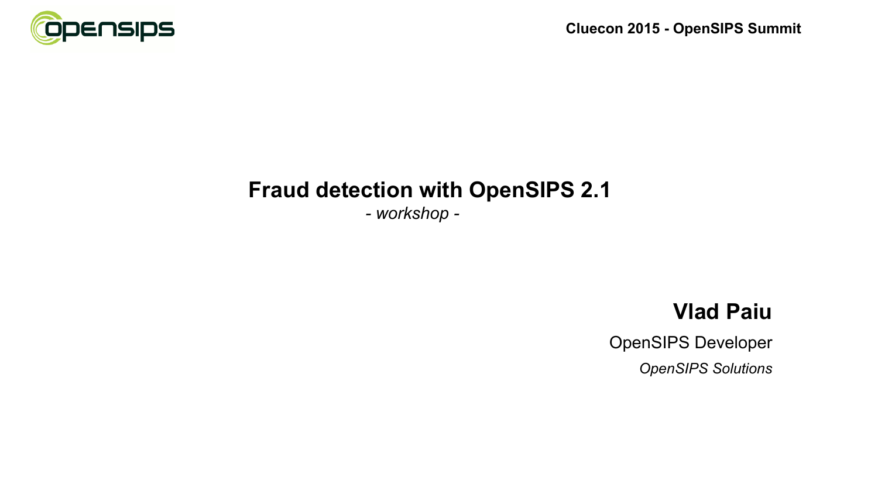Cluecon 2015 - OpenSIPS Summit

# Fraud detection with OpenSIPS 2.1

*- workshop -*

**Vlad Paiu**

OpenSIPS Developer

*OpenSIPS Solutions*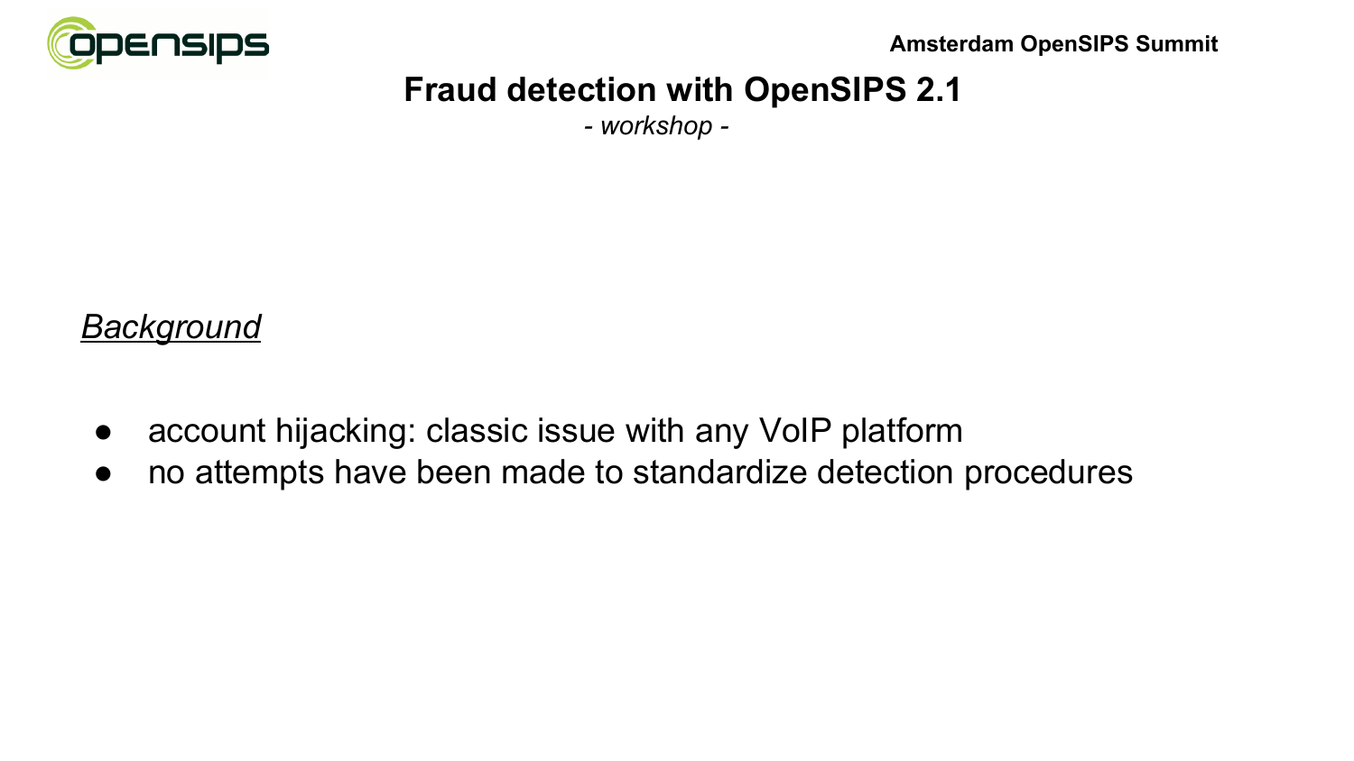# Fraud detection with OpenSIPS 2.1

*- workshop -*

## *Background*

- account hijacking: classic issue with any VoIP platform
- no attempts have been made to standardize detection procedures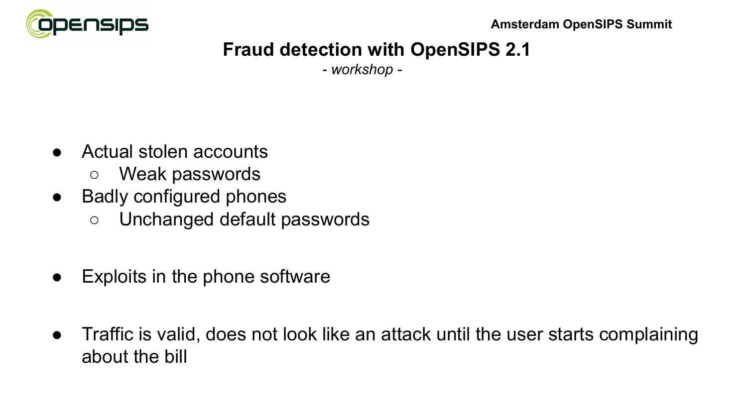# Fraud detection with OpenSIPS 2.1

*- workshop -*

- Actual stolen accounts
  - Weak passwords
- Badly configured phones
  - Unchanged default passwords
- Exploits in the phone software
- Traffic is valid, does not look like an attack until the user starts complaining about the bill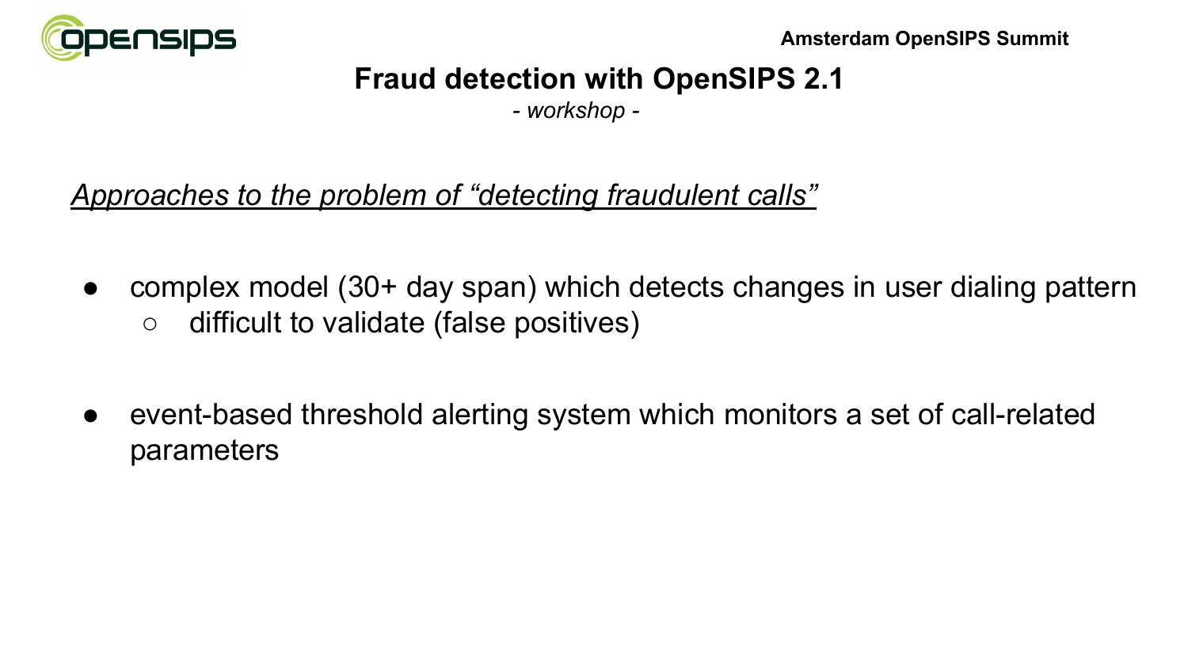# Fraud detection with OpenSIPS 2.1

*- workshop -*

*Approaches to the problem of "detecting fraudulent calls"*

- complex model (30+ day span) which detects changes in user dialing pattern
  - difficult to validate (false positives)

- event-based threshold alerting system which monitors a set of call-related parameters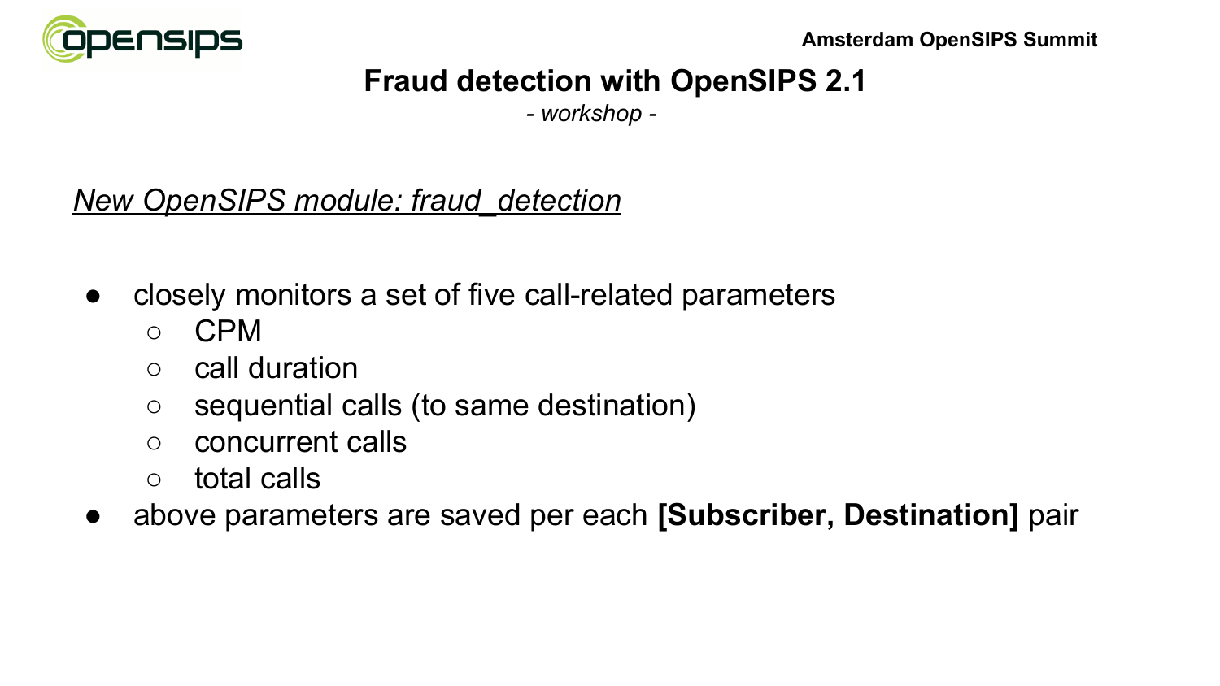# Fraud detection with OpenSIPS 2.1

*- workshop -*

## *New OpenSIPS module: fraud_detection*

- closely monitors a set of five call-related parameters
  - CPM
  - call duration
  - sequential calls (to same destination)
  - concurrent calls
  - total calls
- above parameters are saved per each **[Subscriber, Destination]** pair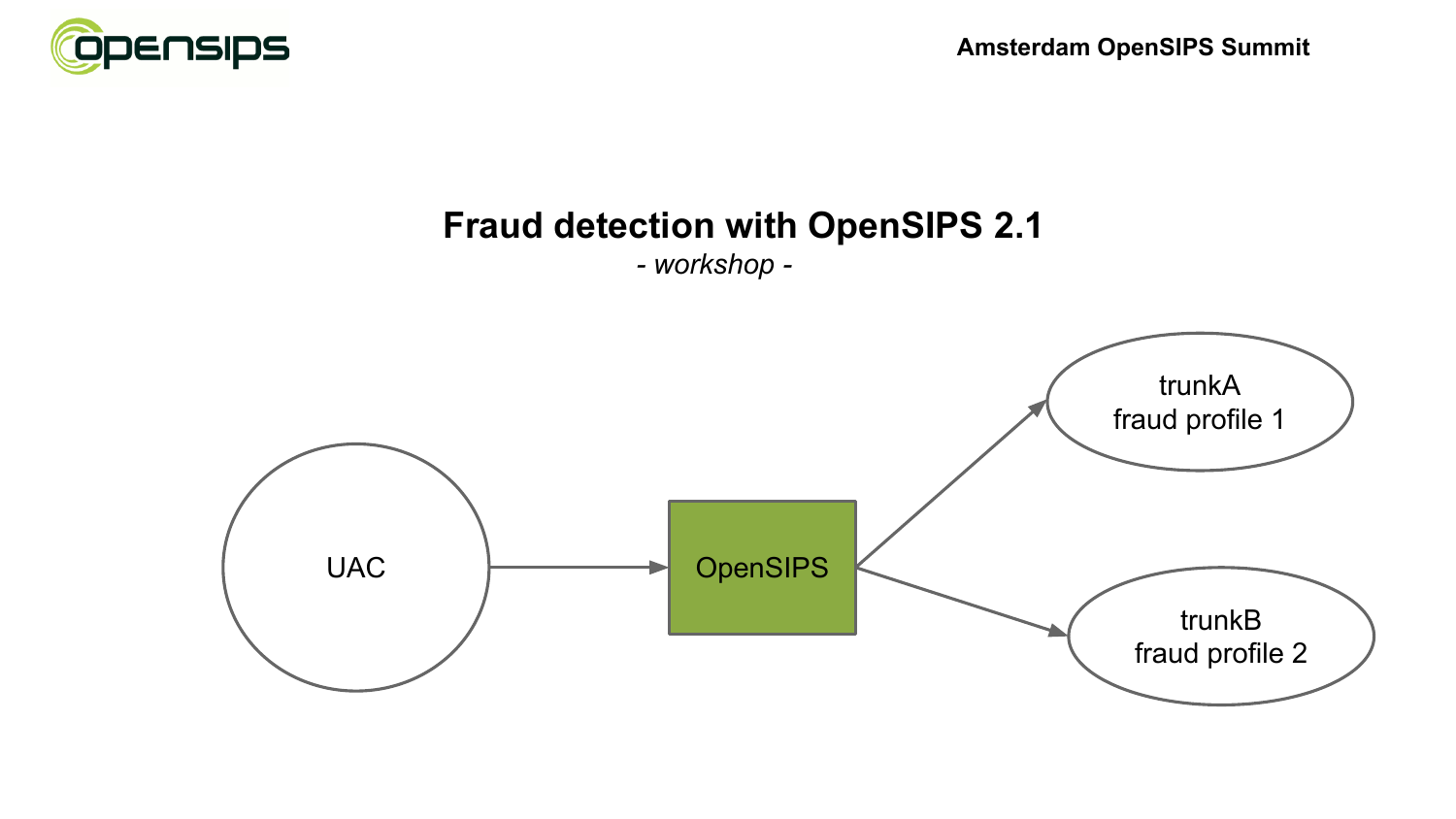# Fraud detection with OpenSIPS 2.1

*- workshop -*

UAC

OpenSIPS

trunkA
fraud profile 1

trunkB
fraud profile 2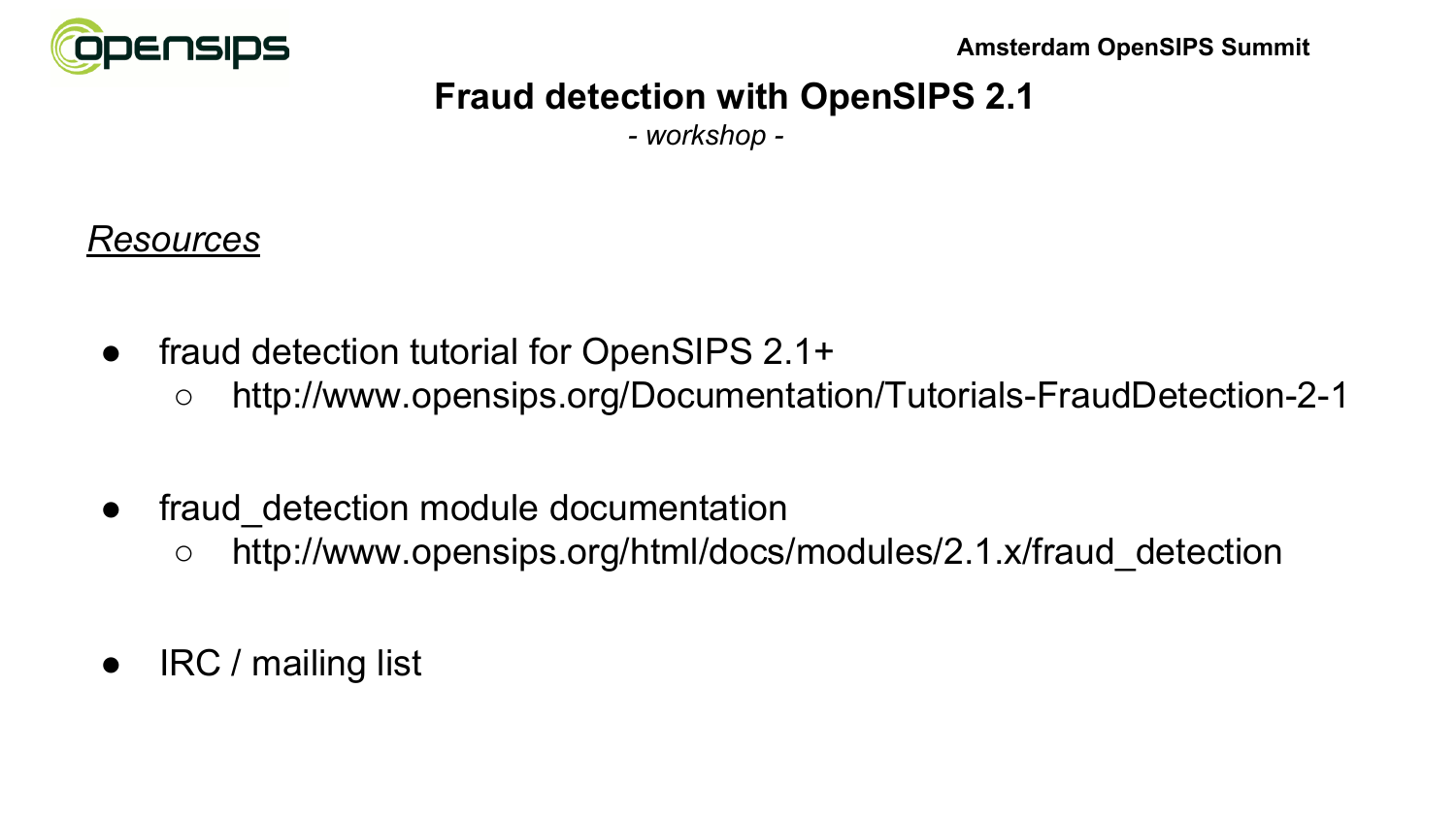Amsterdam OpenSIPS Summit

# Fraud detection with OpenSIPS 2.1

*- workshop -*

## *Resources*

- fraud detection tutorial for OpenSIPS 2.1+
  - http://www.opensips.org/Documentation/Tutorials-FraudDetection-2-1
- fraud_detection module documentation
  - http://www.opensips.org/html/docs/modules/2.1.x/fraud_detection
- IRC / mailing list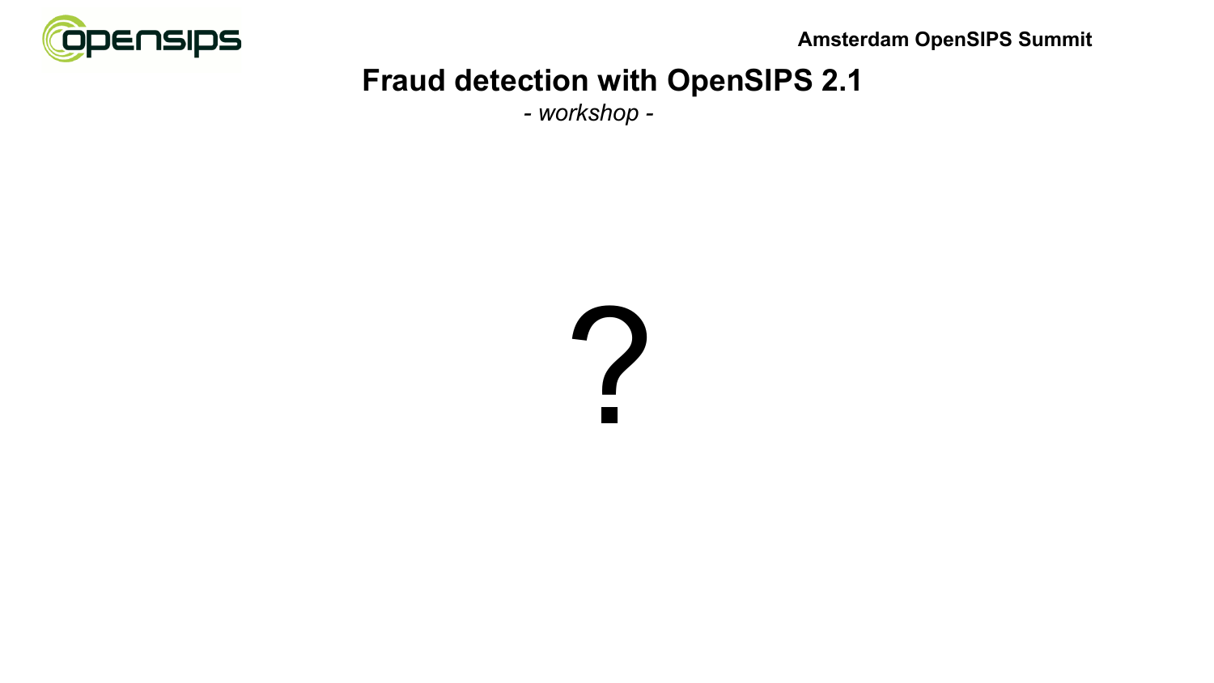# Fraud detection with OpenSIPS 2.1

*- workshop -*

?